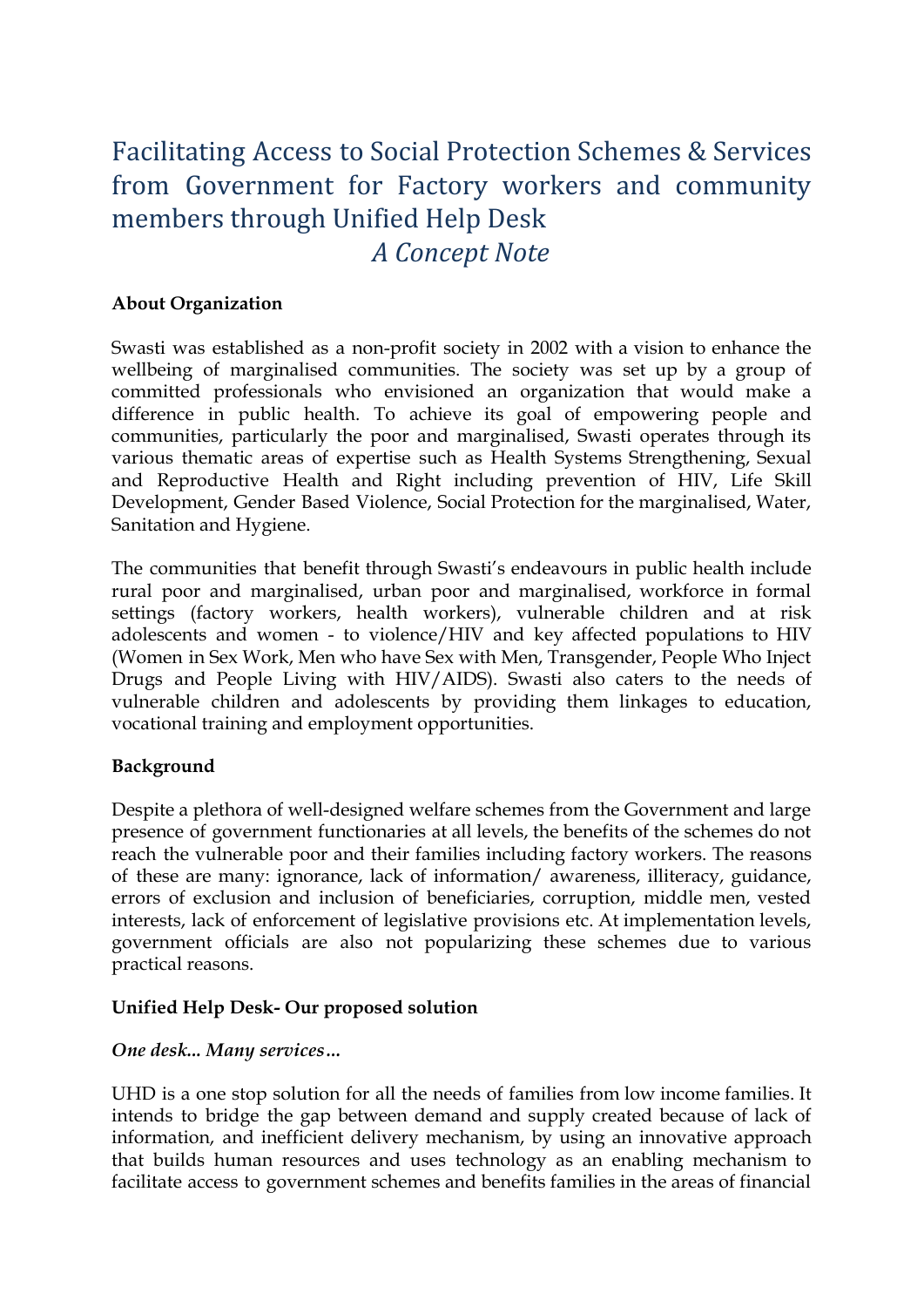# Facilitating Access to Social Protection Schemes & Services from Government for Factory workers and community members through Unified Help Desk

## *A Concept Note*

**About Organization**

Swasti was established as a non-profit society in 2002 with a vision to enhance the wellbeing of marginalised communities. The society was set up by a group of committed professionals who envisioned an organization that would make a difference in public health. To achieve its goal of empowering people and communities, particularly the poor and marginalised, Swasti operates through its various thematic areas of expertise such as Health Systems Strengthening, Sexual and Reproductive Health and Right including prevention of HIV, Life Skill Development, Gender Based Violence, Social Protection for the marginalised, Water, Sanitation and Hygiene.

The communities that benefit through Swasti's endeavours in public health include rural poor and marginalised, urban poor and marginalised, workforce in formal settings (factory workers, health workers), vulnerable children and at risk adolescents and women - to violence/HIV and key affected populations to HIV (Women in Sex Work, Men who have Sex with Men, Transgender, People Who Inject Drugs and People Living with HIV/AIDS). Swasti also caters to the needs of vulnerable children and adolescents by providing them linkages to education, vocational training and employment opportunities.

**Background**

Despite a plethora of well-designed welfare schemes from the Government and large presence of government functionaries at all levels, the benefits of the schemes do not reach the vulnerable poor and their families including factory workers. The reasons of these are many: ignorance, lack of information/ awareness, illiteracy, guidance, errors of exclusion and inclusion of beneficiaries, corruption, middle men, vested interests, lack of enforcement of legislative provisions etc. At implementation levels, government officials are also not popularizing these schemes due to various practical reasons.

**Unified Help Desk- Our proposed solution**

***One desk... Many services…***

UHD is a one stop solution for all the needs of families from low income families. It intends to bridge the gap between demand and supply created because of lack of information, and inefficient delivery mechanism, by using an innovative approach that builds human resources and uses technology as an enabling mechanism to facilitate access to government schemes and benefits families in the areas of financial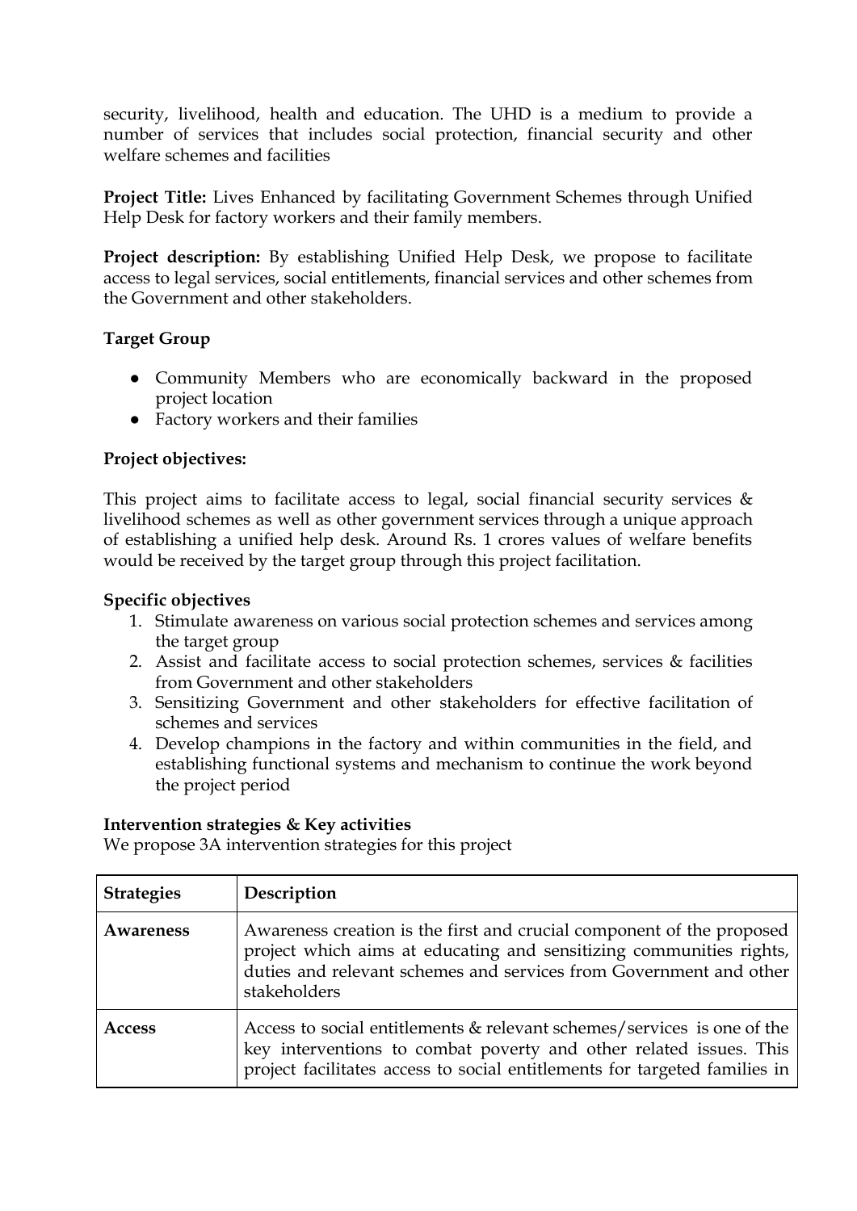security, livelihood, health and education. The UHD is a medium to provide a number of services that includes social protection, financial security and other welfare schemes and facilities

**Project Title:** Lives Enhanced by facilitating Government Schemes through Unified Help Desk for factory workers and their family members.

**Project description:** By establishing Unified Help Desk, we propose to facilitate access to legal services, social entitlements, financial services and other schemes from the Government and other stakeholders.

**Target Group**

- Community Members who are economically backward in the proposed project location
- Factory workers and their families

**Project objectives:**

This project aims to facilitate access to legal, social financial security services & livelihood schemes as well as other government services through a unique approach of establishing a unified help desk. Around Rs. 1 crores values of welfare benefits would be received by the target group through this project facilitation.

**Specific objectives**

1. Stimulate awareness on various social protection schemes and services among the target group
2. Assist and facilitate access to social protection schemes, services & facilities from Government and other stakeholders
3. Sensitizing Government and other stakeholders for effective facilitation of schemes and services
4. Develop champions in the factory and within communities in the field, and establishing functional systems and mechanism to continue the work beyond the project period

**Intervention strategies & Key activities**

We propose 3A intervention strategies for this project

| **Strategies** | **Description** |
|---|---|
| **Awareness** | Awareness creation is the first and crucial component of the proposed project which aims at educating and sensitizing communities rights, duties and relevant schemes and services from Government and other stakeholders |
| **Access** | Access to social entitlements & relevant schemes/services is one of the key interventions to combat poverty and other related issues. This project facilitates access to social entitlements for targeted families in |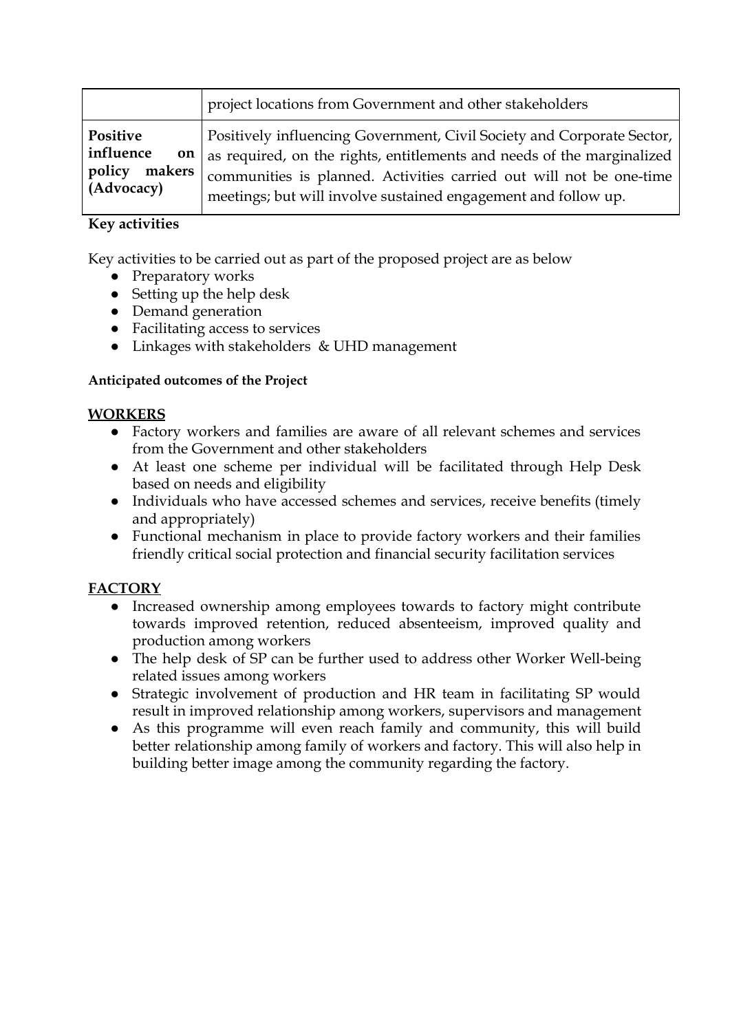| | |
|---|---|
| | project locations from Government and other stakeholders |
| **Positive influence on policy makers (Advocacy)** | Positively influencing Government, Civil Society and Corporate Sector, as required, on the rights, entitlements and needs of the marginalized communities is planned. Activities carried out will not be one-time meetings; but will involve sustained engagement and follow up. |

**Key activities**

Key activities to be carried out as part of the proposed project are as below

- Preparatory works
- Setting up the help desk
- Demand generation
- Facilitating access to services
- Linkages with stakeholders & UHD management

**Anticipated outcomes of the Project**

**WORKERS**

- Factory workers and families are aware of all relevant schemes and services from the Government and other stakeholders
- At least one scheme per individual will be facilitated through Help Desk based on needs and eligibility
- Individuals who have accessed schemes and services, receive benefits (timely and appropriately)
- Functional mechanism in place to provide factory workers and their families friendly critical social protection and financial security facilitation services

**FACTORY**

- Increased ownership among employees towards to factory might contribute towards improved retention, reduced absenteeism, improved quality and production among workers
- The help desk of SP can be further used to address other Worker Well-being related issues among workers
- Strategic involvement of production and HR team in facilitating SP would result in improved relationship among workers, supervisors and management
- As this programme will even reach family and community, this will build better relationship among family of workers and factory. This will also help in building better image among the community regarding the factory.